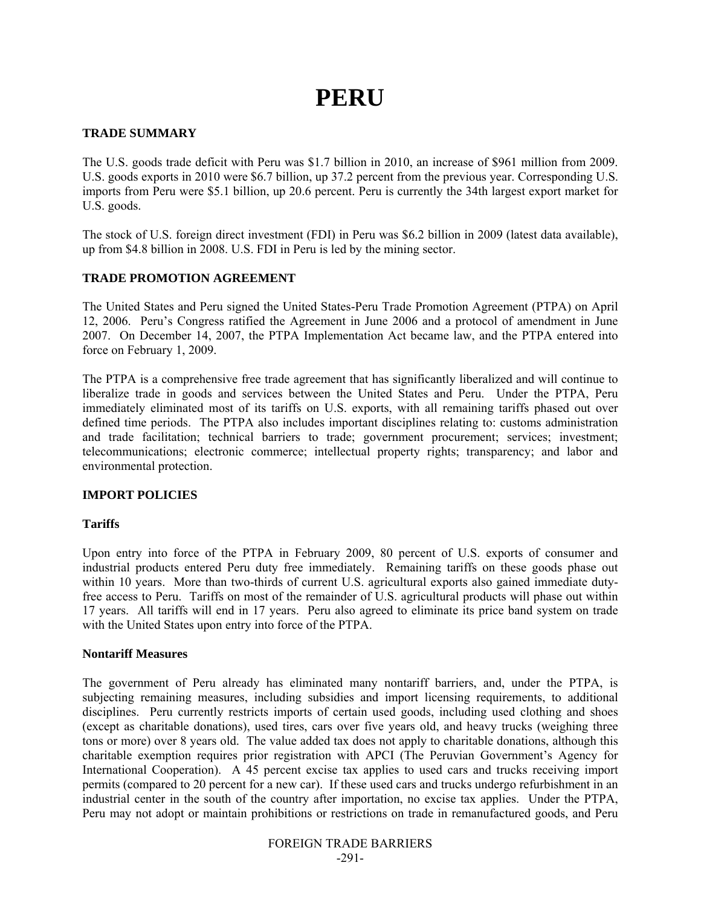# PERU

## TRADE SUMMARY

The U.S. goods trade deficit with Peru was $1.7 billion in 2010, an increase of $961 million from 2009. U.S. goods exports in 2010 were $6.7 billion, up 37.2 percent from the previous year. Corresponding U.S. imports from Peru were $5.1 billion, up 20.6 percent. Peru is currently the 34th largest export market for U.S. goods.

The stock of U.S. foreign direct investment (FDI) in Peru was $6.2 billion in 2009 (latest data available), up from $4.8 billion in 2008. U.S. FDI in Peru is led by the mining sector.

## TRADE PROMOTION AGREEMENT

The United States and Peru signed the United States-Peru Trade Promotion Agreement (PTPA) on April 12, 2006. Peru's Congress ratified the Agreement in June 2006 and a protocol of amendment in June 2007. On December 14, 2007, the PTPA Implementation Act became law, and the PTPA entered into force on February 1, 2009.

The PTPA is a comprehensive free trade agreement that has significantly liberalized and will continue to liberalize trade in goods and services between the United States and Peru. Under the PTPA, Peru immediately eliminated most of its tariffs on U.S. exports, with all remaining tariffs phased out over defined time periods. The PTPA also includes important disciplines relating to: customs administration and trade facilitation; technical barriers to trade; government procurement; services; investment; telecommunications; electronic commerce; intellectual property rights; transparency; and labor and environmental protection.

## IMPORT POLICIES

### Tariffs

Upon entry into force of the PTPA in February 2009, 80 percent of U.S. exports of consumer and industrial products entered Peru duty free immediately. Remaining tariffs on these goods phase out within 10 years. More than two-thirds of current U.S. agricultural exports also gained immediate duty-free access to Peru. Tariffs on most of the remainder of U.S. agricultural products will phase out within 17 years. All tariffs will end in 17 years. Peru also agreed to eliminate its price band system on trade with the United States upon entry into force of the PTPA.

### Nontariff Measures

The government of Peru already has eliminated many nontariff barriers, and, under the PTPA, is subjecting remaining measures, including subsidies and import licensing requirements, to additional disciplines. Peru currently restricts imports of certain used goods, including used clothing and shoes (except as charitable donations), used tires, cars over five years old, and heavy trucks (weighing three tons or more) over 8 years old. The value added tax does not apply to charitable donations, although this charitable exemption requires prior registration with APCI (The Peruvian Government's Agency for International Cooperation). A 45 percent excise tax applies to used cars and trucks receiving import permits (compared to 20 percent for a new car). If these used cars and trucks undergo refurbishment in an industrial center in the south of the country after importation, no excise tax applies. Under the PTPA, Peru may not adopt or maintain prohibitions or restrictions on trade in remanufactured goods, and Peru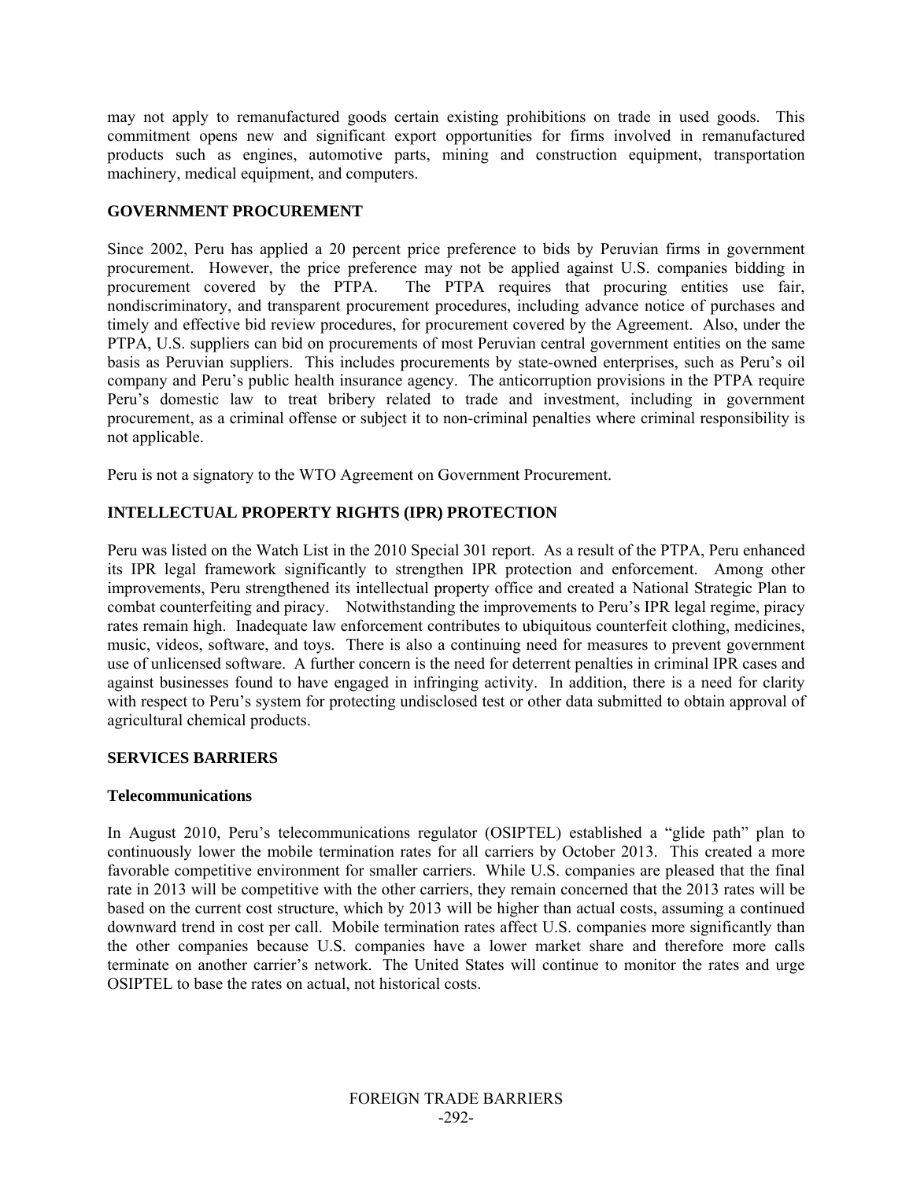may not apply to remanufactured goods certain existing prohibitions on trade in used goods. This commitment opens new and significant export opportunities for firms involved in remanufactured products such as engines, automotive parts, mining and construction equipment, transportation machinery, medical equipment, and computers.

## GOVERNMENT PROCUREMENT

Since 2002, Peru has applied a 20 percent price preference to bids by Peruvian firms in government procurement. However, the price preference may not be applied against U.S. companies bidding in procurement covered by the PTPA. The PTPA requires that procuring entities use fair, nondiscriminatory, and transparent procurement procedures, including advance notice of purchases and timely and effective bid review procedures, for procurement covered by the Agreement. Also, under the PTPA, U.S. suppliers can bid on procurements of most Peruvian central government entities on the same basis as Peruvian suppliers. This includes procurements by state-owned enterprises, such as Peru's oil company and Peru's public health insurance agency. The anticorruption provisions in the PTPA require Peru's domestic law to treat bribery related to trade and investment, including in government procurement, as a criminal offense or subject it to non-criminal penalties where criminal responsibility is not applicable.

Peru is not a signatory to the WTO Agreement on Government Procurement.

## INTELLECTUAL PROPERTY RIGHTS (IPR) PROTECTION

Peru was listed on the Watch List in the 2010 Special 301 report. As a result of the PTPA, Peru enhanced its IPR legal framework significantly to strengthen IPR protection and enforcement. Among other improvements, Peru strengthened its intellectual property office and created a National Strategic Plan to combat counterfeiting and piracy. Notwithstanding the improvements to Peru's IPR legal regime, piracy rates remain high. Inadequate law enforcement contributes to ubiquitous counterfeit clothing, medicines, music, videos, software, and toys. There is also a continuing need for measures to prevent government use of unlicensed software. A further concern is the need for deterrent penalties in criminal IPR cases and against businesses found to have engaged in infringing activity. In addition, there is a need for clarity with respect to Peru's system for protecting undisclosed test or other data submitted to obtain approval of agricultural chemical products.

## SERVICES BARRIERS

### Telecommunications

In August 2010, Peru's telecommunications regulator (OSIPTEL) established a "glide path" plan to continuously lower the mobile termination rates for all carriers by October 2013. This created a more favorable competitive environment for smaller carriers. While U.S. companies are pleased that the final rate in 2013 will be competitive with the other carriers, they remain concerned that the 2013 rates will be based on the current cost structure, which by 2013 will be higher than actual costs, assuming a continued downward trend in cost per call. Mobile termination rates affect U.S. companies more significantly than the other companies because U.S. companies have a lower market share and therefore more calls terminate on another carrier's network. The United States will continue to monitor the rates and urge OSIPTEL to base the rates on actual, not historical costs.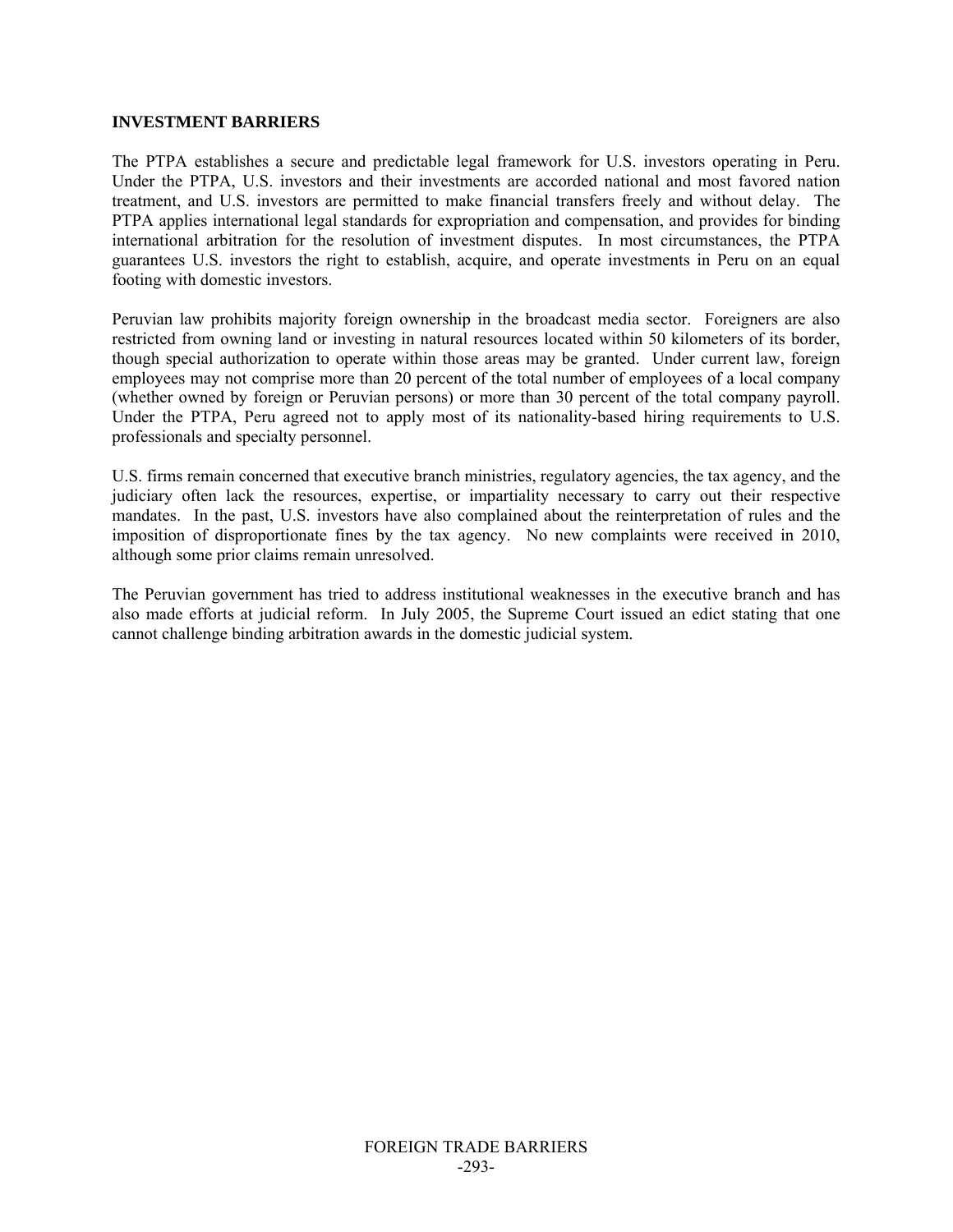**INVESTMENT BARRIERS**

The PTPA establishes a secure and predictable legal framework for U.S. investors operating in Peru. Under the PTPA, U.S. investors and their investments are accorded national and most favored nation treatment, and U.S. investors are permitted to make financial transfers freely and without delay. The PTPA applies international legal standards for expropriation and compensation, and provides for binding international arbitration for the resolution of investment disputes. In most circumstances, the PTPA guarantees U.S. investors the right to establish, acquire, and operate investments in Peru on an equal footing with domestic investors.

Peruvian law prohibits majority foreign ownership in the broadcast media sector. Foreigners are also restricted from owning land or investing in natural resources located within 50 kilometers of its border, though special authorization to operate within those areas may be granted. Under current law, foreign employees may not comprise more than 20 percent of the total number of employees of a local company (whether owned by foreign or Peruvian persons) or more than 30 percent of the total company payroll. Under the PTPA, Peru agreed not to apply most of its nationality-based hiring requirements to U.S. professionals and specialty personnel.

U.S. firms remain concerned that executive branch ministries, regulatory agencies, the tax agency, and the judiciary often lack the resources, expertise, or impartiality necessary to carry out their respective mandates. In the past, U.S. investors have also complained about the reinterpretation of rules and the imposition of disproportionate fines by the tax agency. No new complaints were received in 2010, although some prior claims remain unresolved.

The Peruvian government has tried to address institutional weaknesses in the executive branch and has also made efforts at judicial reform. In July 2005, the Supreme Court issued an edict stating that one cannot challenge binding arbitration awards in the domestic judicial system.